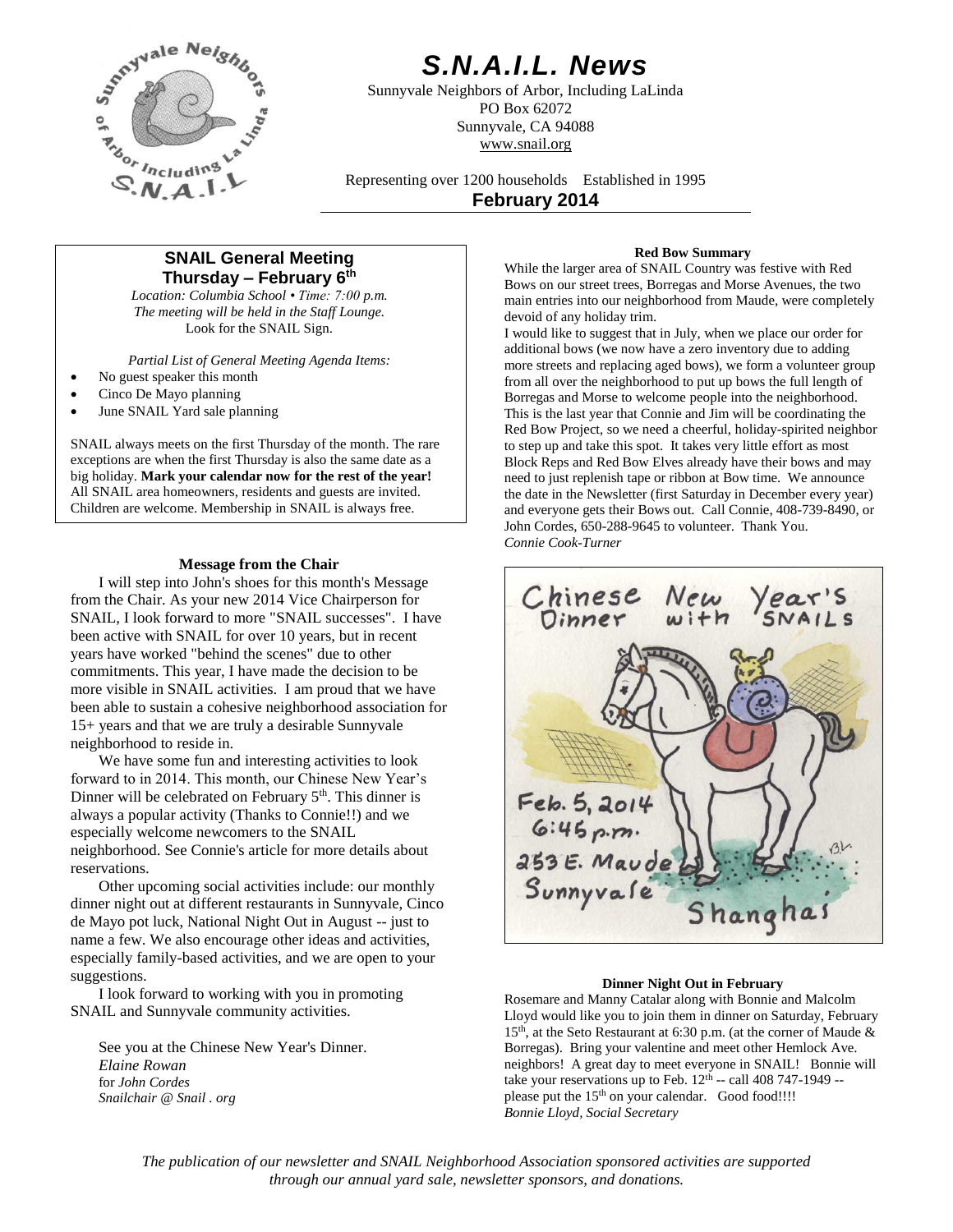# S.N.A.I.L. News

Sunnyvale Neighbors of Arbor, Including LaLinda
PO Box 62072
Sunnyvale, CA 94088
www.snail.org

Representing over 1200 households Established in 1995

**February 2014**

## SNAIL General Meeting
### Thursday – February 6th

*Location: Columbia School • Time: 7:00 p.m.*
*The meeting will be held in the Staff Lounge.*
Look for the SNAIL Sign.

*Partial List of General Meeting Agenda Items:*

- No guest speaker this month
- Cinco De Mayo planning
- June SNAIL Yard sale planning

SNAIL always meets on the first Thursday of the month. The rare exceptions are when the first Thursday is also the same date as a big holiday. **Mark your calendar now for the rest of the year!** All SNAIL area homeowners, residents and guests are invited. Children are welcome. Membership in SNAIL is always free.

### Message from the Chair

I will step into John's shoes for this month's Message from the Chair. As your new 2014 Vice Chairperson for SNAIL, I look forward to more "SNAIL successes". I have been active with SNAIL for over 10 years, but in recent years have worked "behind the scenes" due to other commitments. This year, I have made the decision to be more visible in SNAIL activities. I am proud that we have been able to sustain a cohesive neighborhood association for 15+ years and that we are truly a desirable Sunnyvale neighborhood to reside in.

We have some fun and interesting activities to look forward to in 2014. This month, our Chinese New Year's Dinner will be celebrated on February 5th. This dinner is always a popular activity (Thanks to Connie!!) and we especially welcome newcomers to the SNAIL neighborhood. See Connie's article for more details about reservations.

Other upcoming social activities include: our monthly dinner night out at different restaurants in Sunnyvale, Cinco de Mayo pot luck, National Night Out in August -- just to name a few. We also encourage other ideas and activities, especially family-based activities, and we are open to your suggestions.

I look forward to working with you in promoting SNAIL and Sunnyvale community activities.

See you at the Chinese New Year's Dinner.
*Elaine Rowan*
for *John Cordes*
*Snailchair @ Snail . org*

### Red Bow Summary

While the larger area of SNAIL Country was festive with Red Bows on our street trees, Borregas and Morse Avenues, the two main entries into our neighborhood from Maude, were completely devoid of any holiday trim.

I would like to suggest that in July, when we place our order for additional bows (we now have a zero inventory due to adding more streets and replacing aged bows), we form a volunteer group from all over the neighborhood to put up bows the full length of Borregas and Morse to welcome people into the neighborhood. This is the last year that Connie and Jim will be coordinating the Red Bow Project, so we need a cheerful, holiday-spirited neighbor to step up and take this spot. It takes very little effort as most Block Reps and Red Bow Elves already have their bows and may need to just replenish tape or ribbon at Bow time. We announce the date in the Newsletter (first Saturday in December every year) and everyone gets their Bows out. Call Connie, 408-739-8490, or John Cordes, 650-288-9645 to volunteer. Thank You.
*Connie Cook-Turner*

Chinese New Year's Dinner with SNAILS
Feb. 5, 2014
6:45 p.m.
253 E. Maude
Sunnyvale
Shanghai

### Dinner Night Out in February

Rosemare and Manny Catalar along with Bonnie and Malcolm Lloyd would like you to join them in dinner on Saturday, February 15th, at the Seto Restaurant at 6:30 p.m. (at the corner of Maude & Borregas). Bring your valentine and meet other Hemlock Ave. neighbors! A great day to meet everyone in SNAIL! Bonnie will take your reservations up to Feb. 12th -- call 408 747-1949 -- please put the 15th on your calendar. Good food!!!!
*Bonnie Lloyd, Social Secretary*

*The publication of our newsletter and SNAIL Neighborhood Association sponsored activities are supported through our annual yard sale, newsletter sponsors, and donations.*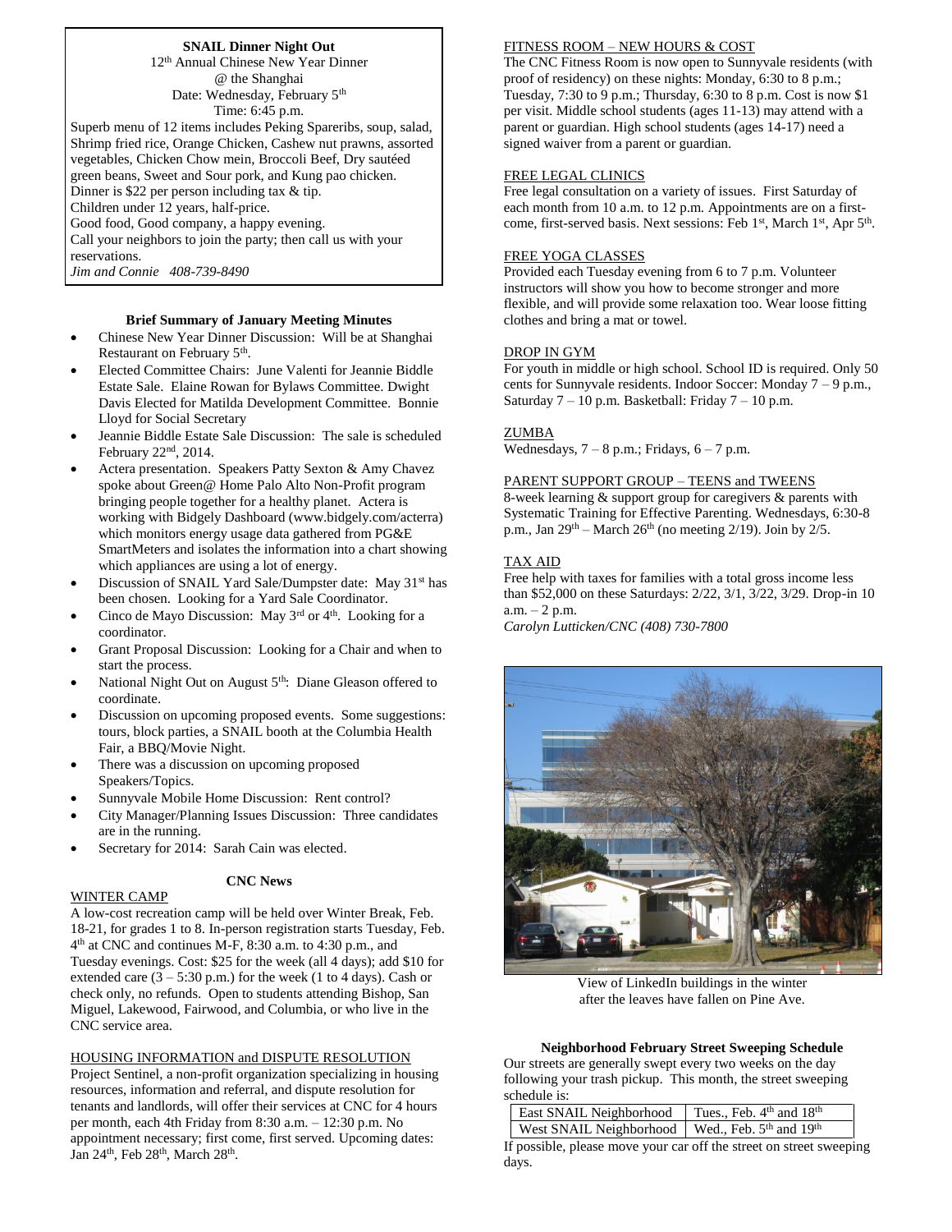**SNAIL Dinner Night Out**

12th Annual Chinese New Year Dinner
@ the Shanghai
Date: Wednesday, February 5th
Time: 6:45 p.m.

Superb menu of 12 items includes Peking Spareribs, soup, salad, Shrimp fried rice, Orange Chicken, Cashew nut prawns, assorted vegetables, Chicken Chow mein, Broccoli Beef, Dry sautéed green beans, Sweet and Sour pork, and Kung pao chicken.
Dinner is $22 per person including tax & tip.
Children under 12 years, half-price.
Good food, Good company, a happy evening.
Call your neighbors to join the party; then call us with your reservations.
*Jim and Connie 408-739-8490*

### Brief Summary of January Meeting Minutes

- Chinese New Year Dinner Discussion: Will be at Shanghai Restaurant on February 5th.
- Elected Committee Chairs: June Valenti for Jeannie Biddle Estate Sale. Elaine Rowan for Bylaws Committee. Dwight Davis Elected for Matilda Development Committee. Bonnie Lloyd for Social Secretary
- Jeannie Biddle Estate Sale Discussion: The sale is scheduled February 22nd, 2014.
- Actera presentation. Speakers Patty Sexton & Amy Chavez spoke about Green@ Home Palo Alto Non-Profit program bringing people together for a healthy planet. Actera is working with Bidgely Dashboard (www.bidgely.com/acterra) which monitors energy usage data gathered from PG&E SmartMeters and isolates the information into a chart showing which appliances are using a lot of energy.
- Discussion of SNAIL Yard Sale/Dumpster date: May 31st has been chosen. Looking for a Yard Sale Coordinator.
- Cinco de Mayo Discussion: May 3rd or 4th. Looking for a coordinator.
- Grant Proposal Discussion: Looking for a Chair and when to start the process.
- National Night Out on August 5th: Diane Gleason offered to coordinate.
- Discussion on upcoming proposed events. Some suggestions: tours, block parties, a SNAIL booth at the Columbia Health Fair, a BBQ/Movie Night.
- There was a discussion on upcoming proposed Speakers/Topics.
- Sunnyvale Mobile Home Discussion: Rent control?
- City Manager/Planning Issues Discussion: Three candidates are in the running.
- Secretary for 2014: Sarah Cain was elected.

### CNC News

WINTER CAMP

A low-cost recreation camp will be held over Winter Break, Feb. 18-21, for grades 1 to 8. In-person registration starts Tuesday, Feb. 4th at CNC and continues M-F, 8:30 a.m. to 4:30 p.m., and Tuesday evenings. Cost: $25 for the week (all 4 days); add $10 for extended care (3 – 5:30 p.m.) for the week (1 to 4 days). Cash or check only, no refunds. Open to students attending Bishop, San Miguel, Lakewood, Fairwood, and Columbia, or who live in the CNC service area.

HOUSING INFORMATION and DISPUTE RESOLUTION

Project Sentinel, a non-profit organization specializing in housing resources, information and referral, and dispute resolution for tenants and landlords, will offer their services at CNC for 4 hours per month, each 4th Friday from 8:30 a.m. – 12:30 p.m. No appointment necessary; first come, first served. Upcoming dates: Jan 24th, Feb 28th, March 28th.

FITNESS ROOM – NEW HOURS & COST

The CNC Fitness Room is now open to Sunnyvale residents (with proof of residency) on these nights: Monday, 6:30 to 8 p.m.; Tuesday, 7:30 to 9 p.m.; Thursday, 6:30 to 8 p.m. Cost is now $1 per visit. Middle school students (ages 11-13) may attend with a parent or guardian. High school students (ages 14-17) need a signed waiver from a parent or guardian.

FREE LEGAL CLINICS

Free legal consultation on a variety of issues. First Saturday of each month from 10 a.m. to 12 p.m. Appointments are on a first-come, first-served basis. Next sessions: Feb 1st, March 1st, Apr 5th.

FREE YOGA CLASSES

Provided each Tuesday evening from 6 to 7 p.m. Volunteer instructors will show you how to become stronger and more flexible, and will provide some relaxation too. Wear loose fitting clothes and bring a mat or towel.

DROP IN GYM

For youth in middle or high school. School ID is required. Only 50 cents for Sunnyvale residents. Indoor Soccer: Monday 7 – 9 p.m., Saturday 7 – 10 p.m. Basketball: Friday 7 – 10 p.m.

ZUMBA

Wednesdays, 7 – 8 p.m.; Fridays, 6 – 7 p.m.

PARENT SUPPORT GROUP – TEENS and TWEENS

8-week learning & support group for caregivers & parents with Systematic Training for Effective Parenting. Wednesdays, 6:30-8 p.m., Jan 29th – March 26th (no meeting 2/19). Join by 2/5.

TAX AID

Free help with taxes for families with a total gross income less than $52,000 on these Saturdays: 2/22, 3/1, 3/22, 3/29. Drop-in 10 a.m. – 2 p.m.
*Carolyn Lutticken/CNC (408) 730-7800*

View of LinkedIn buildings in the winter after the leaves have fallen on Pine Ave.

### Neighborhood February Street Sweeping Schedule

Our streets are generally swept every two weeks on the day following your trash pickup. This month, the street sweeping schedule is:

| East SNAIL Neighborhood | Tues., Feb. 4th and 18th |
|---|---|
| West SNAIL Neighborhood | Wed., Feb. 5th and 19th |

If possible, please move your car off the street on street sweeping days.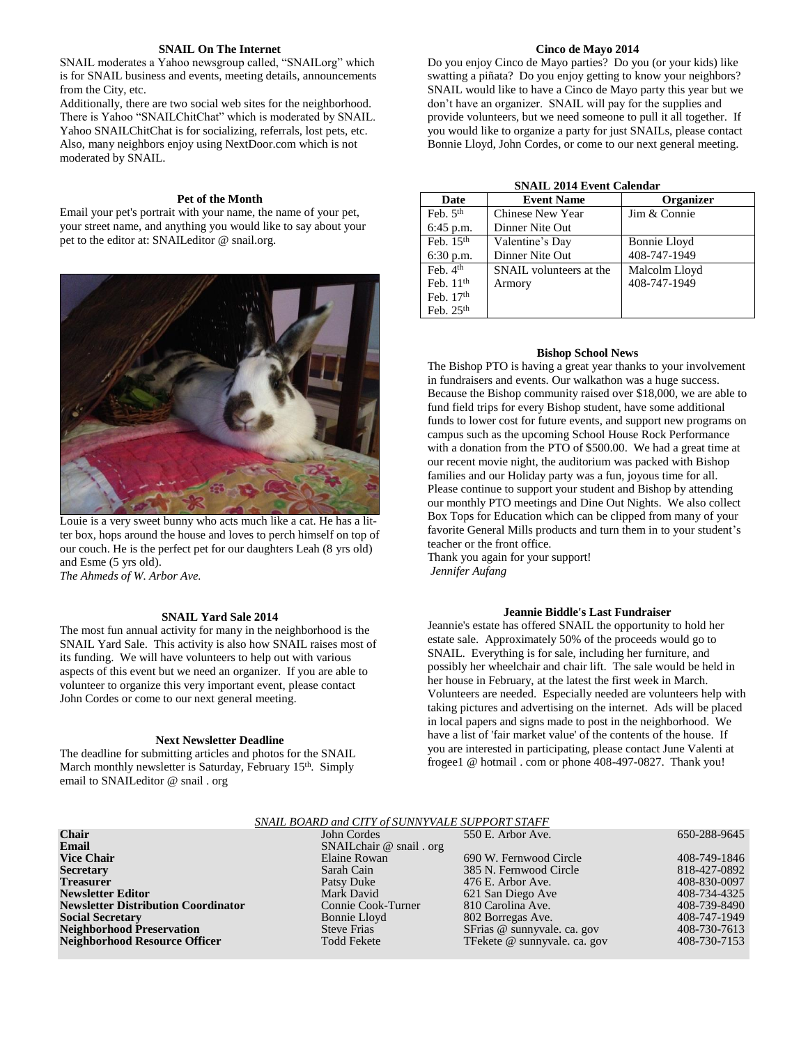### SNAIL On The Internet

SNAIL moderates a Yahoo newsgroup called, "SNAILorg" which is for SNAIL business and events, meeting details, announcements from the City, etc.

Additionally, there are two social web sites for the neighborhood. There is Yahoo "SNAILChitChat" which is moderated by SNAIL. Yahoo SNAILChitChat is for socializing, referrals, lost pets, etc. Also, many neighbors enjoy using NextDoor.com which is not moderated by SNAIL.

### Pet of the Month

Email your pet's portrait with your name, the name of your pet, your street name, and anything you would like to say about your pet to the editor at: SNAILeditor @ snail.org.

Louie is a very sweet bunny who acts much like a cat. He has a litter box, hops around the house and loves to perch himself on top of our couch. He is the perfect pet for our daughters Leah (8 yrs old) and Esme (5 yrs old).

*The Ahmeds of W. Arbor Ave.*

### SNAIL Yard Sale 2014

The most fun annual activity for many in the neighborhood is the SNAIL Yard Sale. This activity is also how SNAIL raises most of its funding. We will have volunteers to help out with various aspects of this event but we need an organizer. If you are able to volunteer to organize this very important event, please contact John Cordes or come to our next general meeting.

### Next Newsletter Deadline

The deadline for submitting articles and photos for the SNAIL March monthly newsletter is Saturday, February 15th. Simply email to SNAILeditor @ snail . org

### Cinco de Mayo 2014

Do you enjoy Cinco de Mayo parties? Do you (or your kids) like swatting a piñata? Do you enjoy getting to know your neighbors? SNAIL would like to have a Cinco de Mayo party this year but we don't have an organizer. SNAIL will pay for the supplies and provide volunteers, but we need someone to pull it all together. If you would like to organize a party for just SNAILs, please contact Bonnie Lloyd, John Cordes, or come to our next general meeting.

**SNAIL 2014 Event Calendar**

| Date | Event Name | Organizer |
|---|---|---|
| Feb. 5th 6:45 p.m. | Chinese New Year Dinner Nite Out | Jim & Connie |
| Feb. 15th 6:30 p.m. | Valentine's Day Dinner Nite Out | Bonnie Lloyd 408-747-1949 |
| Feb. 4th Feb. 11th Feb. 17th Feb. 25th | SNAIL volunteers at the Armory | Malcolm Lloyd 408-747-1949 |

### Bishop School News

The Bishop PTO is having a great year thanks to your involvement in fundraisers and events. Our walkathon was a huge success. Because the Bishop community raised over $18,000, we are able to fund field trips for every Bishop student, have some additional funds to lower cost for future events, and support new programs on campus such as the upcoming School House Rock Performance with a donation from the PTO of $500.00. We had a great time at our recent movie night, the auditorium was packed with Bishop families and our Holiday party was a fun, joyous time for all. Please continue to support your student and Bishop by attending our monthly PTO meetings and Dine Out Nights. We also collect Box Tops for Education which can be clipped from many of your favorite General Mills products and turn them in to your student's teacher or the front office.

Thank you again for your support!

*Jennifer Aufang*

### Jeannie Biddle's Last Fundraiser

Jeannie's estate has offered SNAIL the opportunity to hold her estate sale. Approximately 50% of the proceeds would go to SNAIL. Everything is for sale, including her furniture, and possibly her wheelchair and chair lift. The sale would be held in her house in February, at the latest the first week in March. Volunteers are needed. Especially needed are volunteers help with taking pictures and advertising on the internet. Ads will be placed in local papers and signs made to post in the neighborhood. We have a list of 'fair market value' of the contents of the house. If you are interested in participating, please contact June Valenti at frogee1 @ hotmail . com or phone 408-497-0827. Thank you!

*SNAIL BOARD and CITY of SUNNYVALE SUPPORT STAFF*

| | | | |
|---|---|---|---|
| **Chair** | John Cordes | 550 E. Arbor Ave. | 650-288-9645 |
| **Email** | SNAILchair @ snail . org | | |
| **Vice Chair** | Elaine Rowan | 690 W. Fernwood Circle | 408-749-1846 |
| **Secretary** | Sarah Cain | 385 N. Fernwood Circle | 818-427-0892 |
| **Treasurer** | Patsy Duke | 476 E. Arbor Ave. | 408-830-0097 |
| **Newsletter Editor** | Mark David | 621 San Diego Ave | 408-734-4325 |
| **Newsletter Distribution Coordinator** | Connie Cook-Turner | 810 Carolina Ave. | 408-739-8490 |
| **Social Secretary** | Bonnie Lloyd | 802 Borregas Ave. | 408-747-1949 |
| **Neighborhood Preservation** | Steve Frias | SFrias @ sunnyvale. ca. gov | 408-730-7613 |
| **Neighborhood Resource Officer** | Todd Fekete | TFekete @ sunnyvale. ca. gov | 408-730-7153 |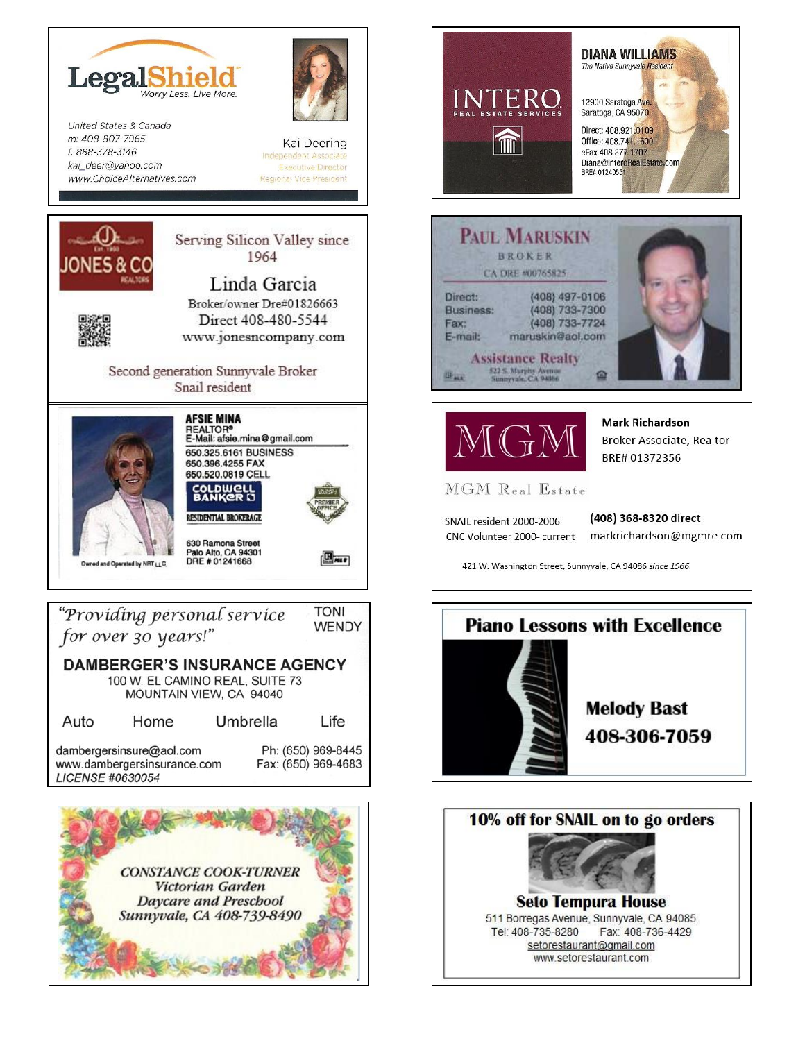**LegalShield**
*Worry Less. Live More.*

*United States & Canada*
*m: 408-807-7965*
*f: 888-378-3146*
*kai_deer@yahoo.com*
*www.ChoiceAlternatives.com*

Kai Deering
Independent Associate
Executive Director
Regional Vice President

---

**INTERO** REAL ESTATE SERVICES

**DIANA WILLIAMS**
*The Native Sunnyvale Resident*

12900 Saratoga Ave.
Saratoga, CA 95070

Direct: 408.921.0109
Office: 408.741.1600
eFax 408.877.1707
Diana@InteroRealEstate.com
BRE# 01240551

---

JONES & CO REALTORS

Serving Silicon Valley since 1964

Linda Garcia
Broker/owner Dre#01826663
Direct 408-480-5544
www.jonesncompany.com

Second generation Sunnyvale Broker
Snail resident

---

**PAUL MARUSKIN**
BROKER
CA DRE #00765825

Direct: (408) 497-0106
Business: (408) 733-7300
Fax: (408) 733-7724
E-mail: maruskin@aol.com

Assistance Realty
522 S. Murphy Avenue
Sunnyvale, CA 94086

---

**AFSIE MINA**
REALTOR®
E-Mail: afsie.mina@gmail.com
650.325.6161 BUSINESS
650.396.4255 FAX
650.520.0819 CELL

COLDWELL BANKER
RESIDENTIAL BROKERAGE

PREMIER OFFICE

630 Ramona Street
Palo Alto, CA 94301
DRE # 01241668

Owned and Operated by NRT LLC

---

MGM
MGM Real Estate

**Mark Richardson**
Broker Associate, Realtor
BRE# 01372356

SNAIL resident 2000-2006
CNC Volunteer 2000- current

**(408) 368-8320 direct**
markrichardson@mgmre.com

421 W. Washington Street, Sunnyvale, CA 94086 *since 1966*

---

*"Providing personal service for over 30 years!"*

TONI
WENDY

**DAMBERGER'S INSURANCE AGENCY**
100 W. EL CAMINO REAL, SUITE 73
MOUNTAIN VIEW, CA 94040

Auto Home Umbrella Life

dambergersinsure@aol.com
www.dambergersinsurance.com
*LICENSE #0630054*

Ph: (650) 969-8445
Fax: (650) 969-4683

---

**Piano Lessons with Excellence**

**Melody Bast**
**408-306-7059**

---

***CONSTANCE COOK-TURNER***
***Victorian Garden***
***Daycare and Preschool***
***Sunnyvale, CA 408-739-8490***

---

**10% off for SNAIL on to go orders**

**Seto Tempura House**
511 Borregas Avenue, Sunnyvale, CA 94085
Tel: 408-735-8280 Fax: 408-736-4429
setorestaurant@gmail.com
www.setorestaurant.com